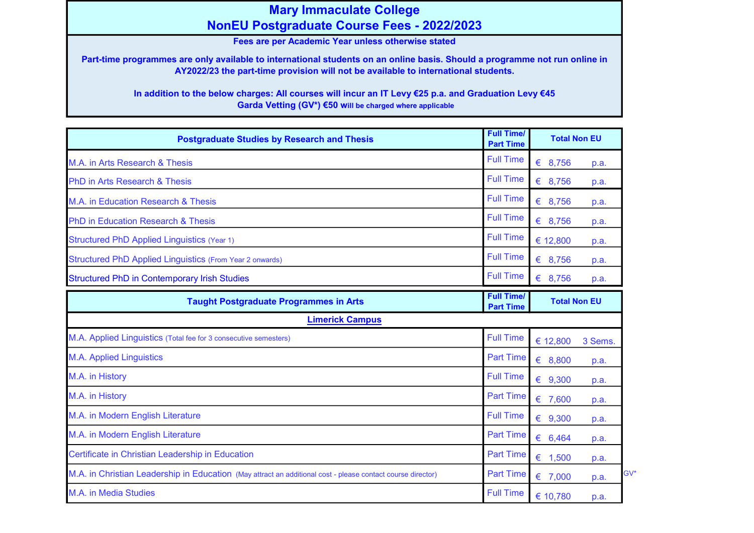# Mary Immaculate College
# NonEU Postgraduate Course Fees - 2022/2023

**Fees are per Academic Year unless otherwise stated**

**Part-time programmes are only available to international students on an online basis. Should a programme not run online in AY2022/23 the part-time provision will not be available to international students.**

**In addition to the below charges: All courses will incur an IT Levy €25 p.a. and Graduation Levy €45**
**Garda Vetting (GV*) €50 will be charged where applicable**

| Postgraduate Studies by Research and Thesis | Full Time/ Part Time | Total Non EU | |
|---|---|---|---|
| M.A. in Arts Research & Thesis | Full Time | € 8,756 p.a. | |
| PhD in Arts Research & Thesis | Full Time | € 8,756 p.a. | |
| M.A. in Education Research & Thesis | Full Time | € 8,756 p.a. | |
| PhD in Education Research & Thesis | Full Time | € 8,756 p.a. | |
| Structured PhD Applied Linguistics (Year 1) | Full Time | € 12,800 p.a. | |
| Structured PhD Applied Linguistics (From Year 2 onwards) | Full Time | € 8,756 p.a. | |
| Structured PhD in Contemporary Irish Studies | Full Time | € 8,756 p.a. | |

| Taught Postgraduate Programmes in Arts | Full Time/ Part Time | Total Non EU | |
|---|---|---|---|
| **Limerick Campus** | | | |
| M.A. Applied Linguistics (Total fee for 3 consecutive semesters) | Full Time | € 12,800 3 Sems. | |
| M.A. Applied Linguistics | Part Time | € 8,800 p.a. | |
| M.A. in History | Full Time | € 9,300 p.a. | |
| M.A. in History | Part Time | € 7,600 p.a. | |
| M.A. in Modern English Literature | Full Time | € 9,300 p.a. | |
| M.A. in Modern English Literature | Part Time | € 6,464 p.a. | |
| Certificate in Christian Leadership in Education | Part Time | € 1,500 p.a. | |
| M.A. in Christian Leadership in Education (May attract an additional cost - please contact course director) | Part Time | € 7,000 p.a. | GV* |
| M.A. in Media Studies | Full Time | € 10,780 p.a. | |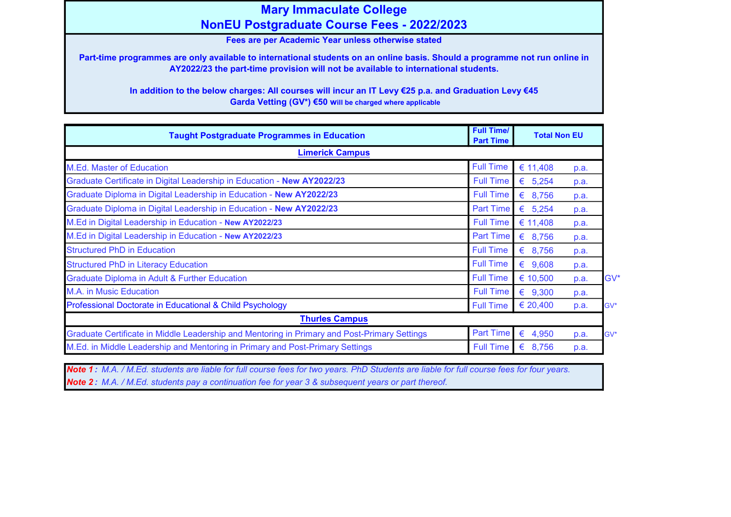# Mary Immaculate College
## NonEU Postgraduate Course Fees - 2022/2023

**Fees are per Academic Year unless otherwise stated**

**Part-time programmes are only available to international students on an online basis. Should a programme not run online in AY2022/23 the part-time provision will not be available to international students.**

**In addition to the below charges: All courses will incur an IT Levy €25 p.a. and Graduation Levy €45**
**Garda Vetting (GV*) €50 will be charged where applicable**

| Taught Postgraduate Programmes in Education | Full Time/ Part Time | Total Non EU | | |
|---|---|---|---|---|
| **Limerick Campus** | | | | |
| M.Ed. Master of Education | Full Time | € 11,408 | p.a. | |
| Graduate Certificate in Digital Leadership in Education - **New AY2022/23** | Full Time | € 5,254 | p.a. | |
| Graduate Diploma in Digital Leadership in Education - **New AY2022/23** | Full Time | € 8,756 | p.a. | |
| Graduate Diploma in Digital Leadership in Education - **New AY2022/23** | Part Time | € 5,254 | p.a. | |
| M.Ed in Digital Leadership in Education - **New AY2022/23** | Full Time | € 11,408 | p.a. | |
| M.Ed in Digital Leadership in Education - **New AY2022/23** | Part Time | € 8,756 | p.a. | |
| Structured PhD in Education | Full Time | € 8,756 | p.a. | |
| Structured PhD in Literacy Education | Full Time | € 9,608 | p.a. | |
| Graduate Diploma in Adult & Further Education | Full Time | € 10,500 | p.a. | GV* |
| M.A. in Music Education | Full Time | € 9,300 | p.a. | |
| Professional Doctorate in Educational & Child Psychology | Full Time | € 20,400 | p.a. | GV* |
| **Thurles Campus** | | | | |
| Graduate Certificate in Middle Leadership and Mentoring in Primary and Post-Primary Settings | Part Time | € 4,950 | p.a. | GV* |
| M.Ed. in Middle Leadership and Mentoring in Primary and Post-Primary Settings | Full Time | € 8,756 | p.a. | |

***Note 1 :*** *M.A. / M.Ed. students are liable for full course fees for two years. PhD Students are liable for full course fees for four years.*

***Note 2 :*** *M.A. / M.Ed. students pay a continuation fee for year 3 & subsequent years or part thereof.*